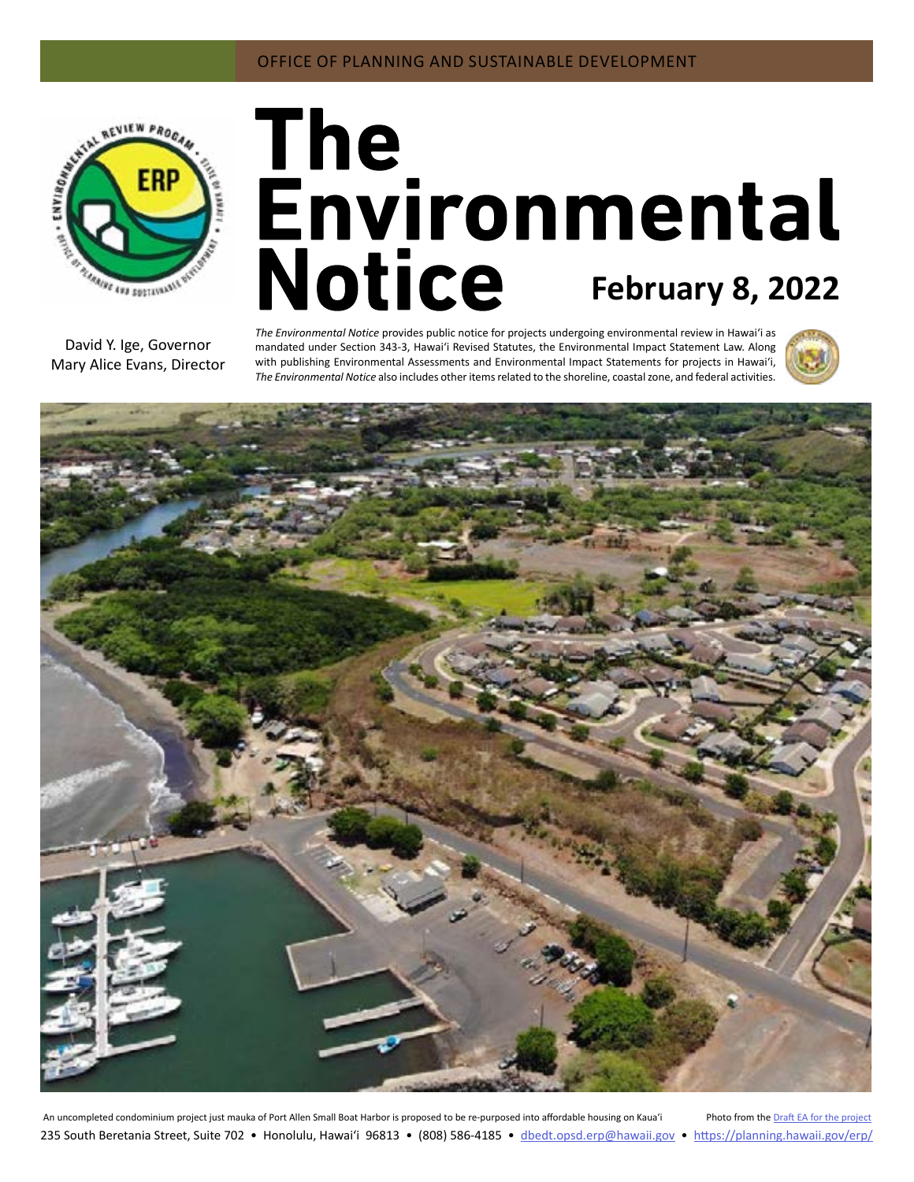OFFICE OF PLANNING AND SUSTAINABLE DEVELOPMENT

# The Environmental Notice

**February 8, 2022**

David Y. Ige, Governor
Mary Alice Evans, Director

*The Environmental Notice* provides public notice for projects undergoing environmental review in Hawai'i as mandated under Section 343-3, Hawai'i Revised Statutes, the Environmental Impact Statement Law. Along with publishing Environmental Assessments and Environmental Impact Statements for projects in Hawai'i, *The Environmental Notice* also includes other items related to the shoreline, coastal zone, and federal activities.

An uncompleted condominium project just mauka of Port Allen Small Boat Harbor is proposed to be re-purposed into affordable housing on Kaua'i        Photo from the [Draft EA for the project]

235 South Beretania Street, Suite 702 • Honolulu, Hawai'i 96813 • (808) 586-4185 • dbedt.opsd.erp@hawaii.gov • https://planning.hawaii.gov/erp/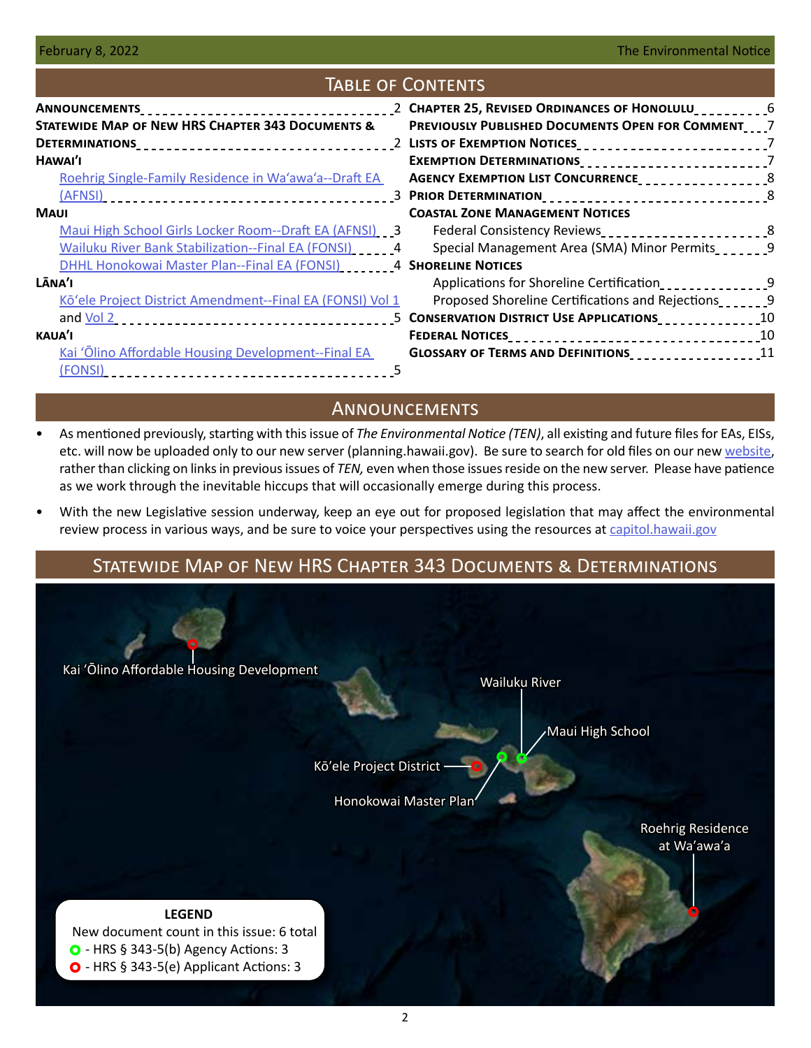## Table of Contents

**Announcements** 2

**Statewide Map of New HRS Chapter 343 Documents & Determinations** 2

**Hawai'i**

- Roehrig Single-Family Residence in Wa'awa'a--Draft EA (AFNSI) 3

**Maui**

- Maui High School Girls Locker Room--Draft EA (AFNSI) 3
- Wailuku River Bank Stabilization--Final EA (FONSI) 4
- DHHL Honokowai Master Plan--Final EA (FONSI) 4

**Lāna'i**

- Kō'ele Project District Amendment--Final EA (FONSI) Vol 1 and Vol 2 5

**Kaua'i**

- Kai 'Ōlino Affordable Housing Development--Final EA (FONSI) 5

**Chapter 25, Revised Ordinances of Honolulu** 6

**Previously Published Documents Open for Comment** 7

**Lists of Exemption Notices** 7

**Exemption Determinations** 7

**Agency Exemption List Concurrence** 8

**Prior Determination** 8

**Coastal Zone Management Notices**

- Federal Consistency Reviews 8
- Special Management Area (SMA) Minor Permits 9

**Shoreline Notices**

- Applications for Shoreline Certification 9
- Proposed Shoreline Certifications and Rejections 9

**Conservation District Use Applications** 10

**Federal Notices** 10

**Glossary of Terms and Definitions** 11

## Announcements

- As mentioned previously, starting with this issue of *The Environmental Notice (TEN)*, all existing and future files for EAs, EISs, etc. will now be uploaded only to our new server (planning.hawaii.gov). Be sure to search for old files on our new website, rather than clicking on links in previous issues of *TEN,* even when those issues reside on the new server. Please have patience as we work through the inevitable hiccups that will occasionally emerge during this process.
- With the new Legislative session underway, keep an eye out for proposed legislation that may affect the environmental review process in various ways, and be sure to voice your perspectives using the resources at capitol.hawaii.gov

## Statewide Map of New HRS Chapter 343 Documents & Determinations

Kai 'Ōlino Affordable Housing Development

Wailuku River

Maui High School

Kō'ele Project District

Honokowai Master Plan

Roehrig Residence at Wa'awa'a

**LEGEND**

New document count in this issue: 6 total

- HRS § 343-5(b) Agency Actions: 3
- HRS § 343-5(e) Applicant Actions: 3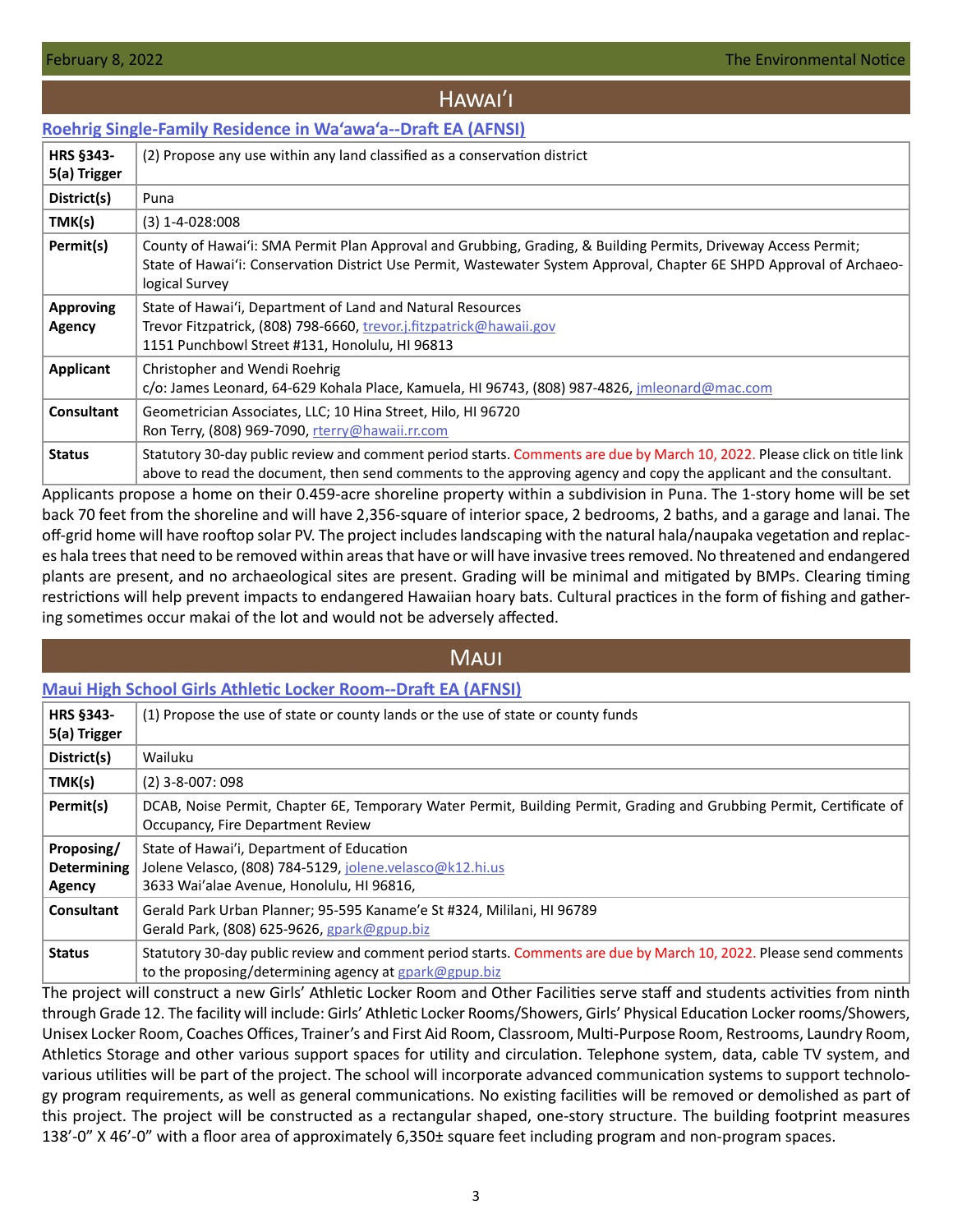## Hawai'i

### Roehrig Single-Family Residence in Wa'awa'a--Draft EA (AFNSI)

| | |
|---|---|
| **HRS §343-5(a) Trigger** | (2) Propose any use within any land classified as a conservation district |
| **District(s)** | Puna |
| **TMK(s)** | (3) 1-4-028:008 |
| **Permit(s)** | County of Hawai'i: SMA Permit Plan Approval and Grubbing, Grading, & Building Permits, Driveway Access Permit; State of Hawai'i: Conservation District Use Permit, Wastewater System Approval, Chapter 6E SHPD Approval of Archaeological Survey |
| **Approving Agency** | State of Hawai'i, Department of Land and Natural Resources<br>Trevor Fitzpatrick, (808) 798-6660, trevor.j.fitzpatrick@hawaii.gov<br>1151 Punchbowl Street #131, Honolulu, HI 96813 |
| **Applicant** | Christopher and Wendi Roehrig<br>c/o: James Leonard, 64-629 Kohala Place, Kamuela, HI 96743, (808) 987-4826, jmleonard@mac.com |
| **Consultant** | Geometrician Associates, LLC; 10 Hina Street, Hilo, HI 96720<br>Ron Terry, (808) 969-7090, rterry@hawaii.rr.com |
| **Status** | Statutory 30-day public review and comment period starts. Comments are due by March 10, 2022. Please click on title link above to read the document, then send comments to the approving agency and copy the applicant and the consultant. |

Applicants propose a home on their 0.459-acre shoreline property within a subdivision in Puna. The 1-story home will be set back 70 feet from the shoreline and will have 2,356-square of interior space, 2 bedrooms, 2 baths, and a garage and lanai. The off-grid home will have rooftop solar PV. The project includes landscaping with the natural hala/naupaka vegetation and replaces hala trees that need to be removed within areas that have or will have invasive trees removed. No threatened and endangered plants are present, and no archaeological sites are present. Grading will be minimal and mitigated by BMPs. Clearing timing restrictions will help prevent impacts to endangered Hawaiian hoary bats. Cultural practices in the form of fishing and gathering sometimes occur makai of the lot and would not be adversely affected.

## Maui

### Maui High School Girls Athletic Locker Room--Draft EA (AFNSI)

| | |
|---|---|
| **HRS §343-5(a) Trigger** | (1) Propose the use of state or county lands or the use of state or county funds |
| **District(s)** | Wailuku |
| **TMK(s)** | (2) 3-8-007: 098 |
| **Permit(s)** | DCAB, Noise Permit, Chapter 6E, Temporary Water Permit, Building Permit, Grading and Grubbing Permit, Certificate of Occupancy, Fire Department Review |
| **Proposing/ Determining Agency** | State of Hawai'i, Department of Education<br>Jolene Velasco, (808) 784-5129, jolene.velasco@k12.hi.us<br>3633 Wai'alae Avenue, Honolulu, HI 96816, |
| **Consultant** | Gerald Park Urban Planner; 95-595 Kaname'e St #324, Mililani, HI 96789<br>Gerald Park, (808) 625-9626, gpark@gpup.biz |
| **Status** | Statutory 30-day public review and comment period starts. Comments are due by March 10, 2022. Please send comments to the proposing/determining agency at gpark@gpup.biz |

The project will construct a new Girls' Athletic Locker Room and Other Facilities serve staff and students activities from ninth through Grade 12. The facility will include: Girls' Athletic Locker Rooms/Showers, Girls' Physical Education Locker rooms/Showers, Unisex Locker Room, Coaches Offices, Trainer's and First Aid Room, Classroom, Multi-Purpose Room, Restrooms, Laundry Room, Athletics Storage and other various support spaces for utility and circulation. Telephone system, data, cable TV system, and various utilities will be part of the project. The school will incorporate advanced communication systems to support technology program requirements, as well as general communications. No existing facilities will be removed or demolished as part of this project. The project will be constructed as a rectangular shaped, one-story structure. The building footprint measures 138'-0" X 46'-0" with a floor area of approximately 6,350± square feet including program and non-program spaces.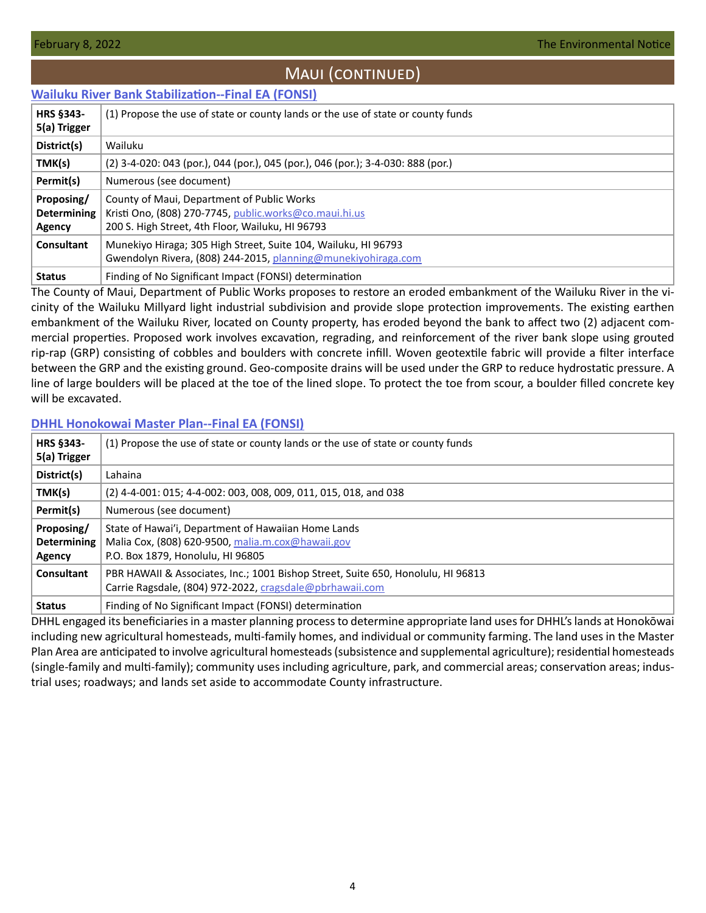## Maui (continued)

### Wailuku River Bank Stabilization--Final EA (FONSI)

| | |
|---|---|
| **HRS §343-5(a) Trigger** | (1) Propose the use of state or county lands or the use of state or county funds |
| **District(s)** | Wailuku |
| **TMK(s)** | (2) 3-4-020: 043 (por.), 044 (por.), 045 (por.), 046 (por.); 3-4-030: 888 (por.) |
| **Permit(s)** | Numerous (see document) |
| **Proposing/ Determining Agency** | County of Maui, Department of Public Works<br>Kristi Ono, (808) 270-7745, public.works@co.maui.hi.us<br>200 S. High Street, 4th Floor, Wailuku, HI 96793 |
| **Consultant** | Munekiyo Hiraga; 305 High Street, Suite 104, Wailuku, HI 96793<br>Gwendolyn Rivera, (808) 244-2015, planning@munekiyohiraga.com |
| **Status** | Finding of No Significant Impact (FONSI) determination |

The County of Maui, Department of Public Works proposes to restore an eroded embankment of the Wailuku River in the vicinity of the Wailuku Millyard light industrial subdivision and provide slope protection improvements. The existing earthen embankment of the Wailuku River, located on County property, has eroded beyond the bank to affect two (2) adjacent commercial properties. Proposed work involves excavation, regrading, and reinforcement of the river bank slope using grouted rip-rap (GRP) consisting of cobbles and boulders with concrete infill. Woven geotextile fabric will provide a filter interface between the GRP and the existing ground. Geo-composite drains will be used under the GRP to reduce hydrostatic pressure. A line of large boulders will be placed at the toe of the lined slope. To protect the toe from scour, a boulder filled concrete key will be excavated.

### DHHL Honokowai Master Plan--Final EA (FONSI)

| | |
|---|---|
| **HRS §343-5(a) Trigger** | (1) Propose the use of state or county lands or the use of state or county funds |
| **District(s)** | Lahaina |
| **TMK(s)** | (2) 4-4-001: 015; 4-4-002: 003, 008, 009, 011, 015, 018, and 038 |
| **Permit(s)** | Numerous (see document) |
| **Proposing/ Determining Agency** | State of Hawai'i, Department of Hawaiian Home Lands<br>Malia Cox, (808) 620-9500, malia.m.cox@hawaii.gov<br>P.O. Box 1879, Honolulu, HI 96805 |
| **Consultant** | PBR HAWAII & Associates, Inc.; 1001 Bishop Street, Suite 650, Honolulu, HI 96813<br>Carrie Ragsdale, (804) 972-2022, cragsdale@pbrhawaii.com |
| **Status** | Finding of No Significant Impact (FONSI) determination |

DHHL engaged its beneficiaries in a master planning process to determine appropriate land uses for DHHL's lands at Honokōwai including new agricultural homesteads, multi-family homes, and individual or community farming. The land uses in the Master Plan Area are anticipated to involve agricultural homesteads (subsistence and supplemental agriculture); residential homesteads (single-family and multi-family); community uses including agriculture, park, and commercial areas; conservation areas; industrial uses; roadways; and lands set aside to accommodate County infrastructure.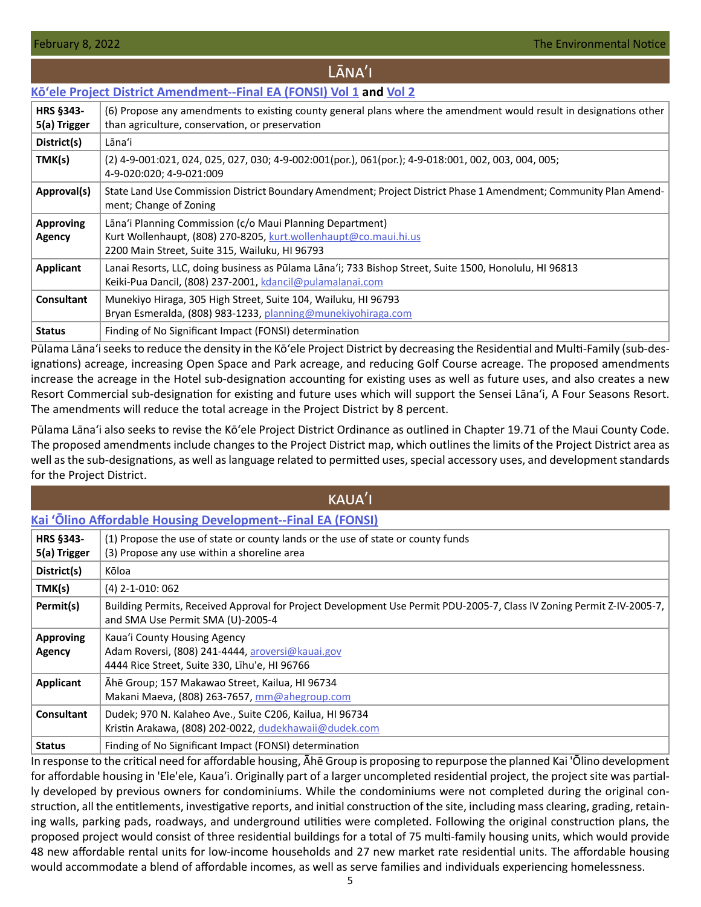## LĀNAʻI

### Kōʻele Project District Amendment--Final EA (FONSI) Vol 1 and Vol 2

| | |
|---|---|
| **HRS §343-5(a) Trigger** | (6) Propose any amendments to existing county general plans where the amendment would result in designations other than agriculture, conservation, or preservation |
| **District(s)** | Lānaʻi |
| **TMK(s)** | (2) 4-9-001:021, 024, 025, 027, 030; 4-9-002:001(por.), 061(por.); 4-9-018:001, 002, 003, 004, 005; 4-9-020:020; 4-9-021:009 |
| **Approval(s)** | State Land Use Commission District Boundary Amendment; Project District Phase 1 Amendment; Community Plan Amendment; Change of Zoning |
| **Approving Agency** | Lānaʻi Planning Commission (c/o Maui Planning Department)<br>Kurt Wollenhaupt, (808) 270-8205, kurt.wollenhaupt@co.maui.hi.us<br>2200 Main Street, Suite 315, Wailuku, HI 96793 |
| **Applicant** | Lanai Resorts, LLC, doing business as Pūlama Lānaʻi; 733 Bishop Street, Suite 1500, Honolulu, HI 96813<br>Keiki-Pua Dancil, (808) 237-2001, kdancil@pulamalanai.com |
| **Consultant** | Munekiyo Hiraga, 305 High Street, Suite 104, Wailuku, HI 96793<br>Bryan Esmeralda, (808) 983-1233, planning@munekiyohiraga.com |
| **Status** | Finding of No Significant Impact (FONSI) determination |

Pūlama Lānaʻi seeks to reduce the density in the Kōʻele Project District by decreasing the Residential and Multi-Family (sub-designations) acreage, increasing Open Space and Park acreage, and reducing Golf Course acreage. The proposed amendments increase the acreage in the Hotel sub-designation accounting for existing uses as well as future uses, and also creates a new Resort Commercial sub-designation for existing and future uses which will support the Sensei Lānaʻi, A Four Seasons Resort. The amendments will reduce the total acreage in the Project District by 8 percent.

Pūlama Lānaʻi also seeks to revise the Kōʻele Project District Ordinance as outlined in Chapter 19.71 of the Maui County Code. The proposed amendments include changes to the Project District map, which outlines the limits of the Project District area as well as the sub-designations, as well as language related to permitted uses, special accessory uses, and development standards for the Project District.

## KAUAʻI

### Kai ʻŌlino Affordable Housing Development--Final EA (FONSI)

| | |
|---|---|
| **HRS §343-5(a) Trigger** | (1) Propose the use of state or county lands or the use of state or county funds<br>(3) Propose any use within a shoreline area |
| **District(s)** | Kōloa |
| **TMK(s)** | (4) 2-1-010: 062 |
| **Permit(s)** | Building Permits, Received Approval for Project Development Use Permit PDU-2005-7, Class IV Zoning Permit Z-IV-2005-7, and SMA Use Permit SMA (U)-2005-4 |
| **Approving Agency** | Kauaʻi County Housing Agency<br>Adam Roversi, (808) 241-4444, aroversi@kauai.gov<br>4444 Rice Street, Suite 330, Līhu'e, HI 96766 |
| **Applicant** | Āhē Group; 157 Makawao Street, Kailua, HI 96734<br>Makani Maeva, (808) 263-7657, mm@ahegroup.com |
| **Consultant** | Dudek; 970 N. Kalaheo Ave., Suite C206, Kailua, HI 96734<br>Kristin Arakawa, (808) 202-0022, dudekhawaii@dudek.com |
| **Status** | Finding of No Significant Impact (FONSI) determination |

In response to the critical need for affordable housing, Āhē Group is proposing to repurpose the planned Kai 'Ōlino development for affordable housing in 'Ele'ele, Kauaʻi. Originally part of a larger uncompleted residential project, the project site was partially developed by previous owners for condominiums. While the condominiums were not completed during the original construction, all the entitlements, investigative reports, and initial construction of the site, including mass clearing, grading, retaining walls, parking pads, roadways, and underground utilities were completed. Following the original construction plans, the proposed project would consist of three residential buildings for a total of 75 multi-family housing units, which would provide 48 new affordable rental units for low-income households and 27 new market rate residential units. The affordable housing would accommodate a blend of affordable incomes, as well as serve families and individuals experiencing homelessness.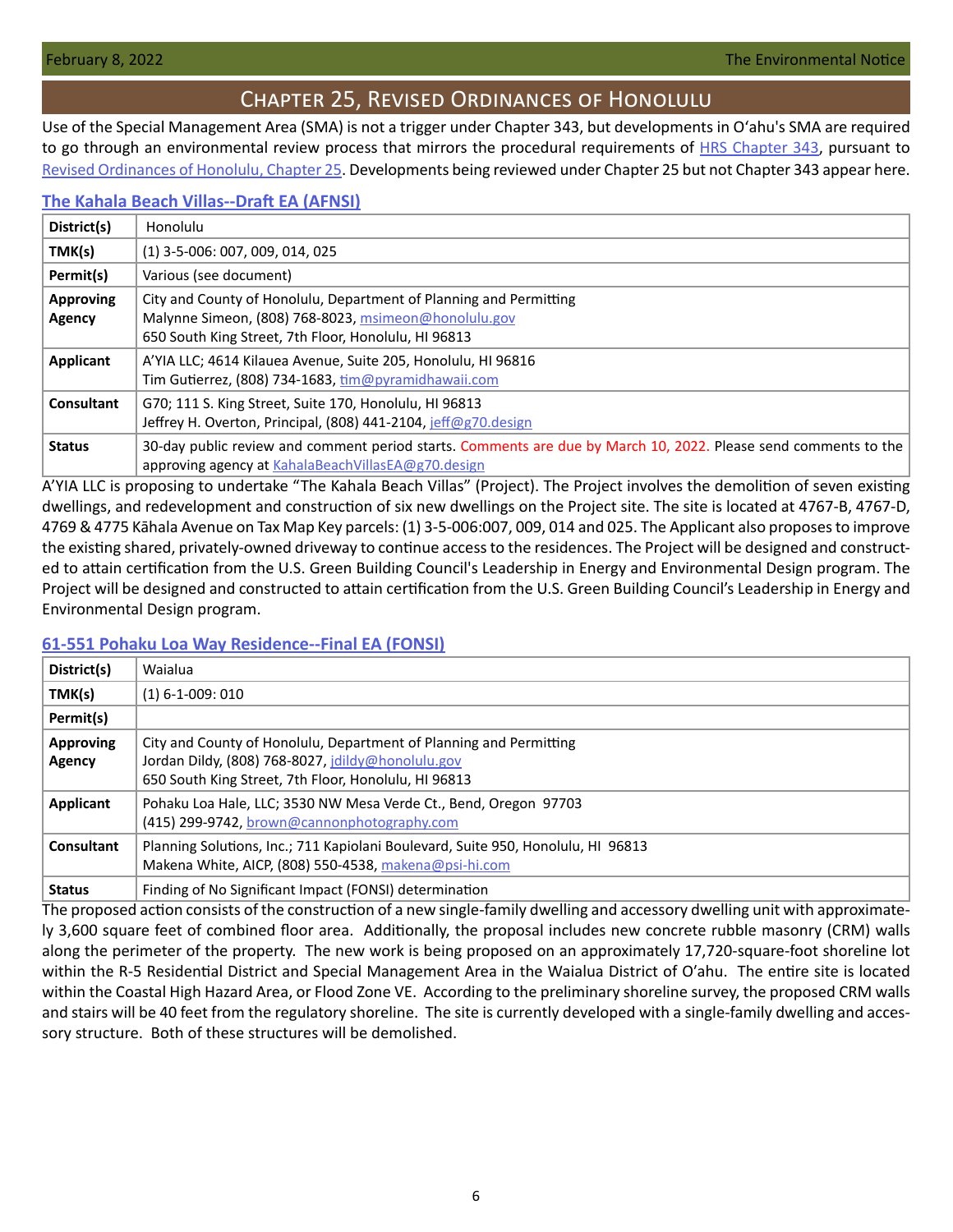## Chapter 25, Revised Ordinances of Honolulu

Use of the Special Management Area (SMA) is not a trigger under Chapter 343, but developments in O'ahu's SMA are required to go through an environmental review process that mirrors the procedural requirements of HRS Chapter 343, pursuant to Revised Ordinances of Honolulu, Chapter 25. Developments being reviewed under Chapter 25 but not Chapter 343 appear here.

### The Kahala Beach Villas--Draft EA (AFNSI)

| | |
|---|---|
| **District(s)** | Honolulu |
| **TMK(s)** | (1) 3-5-006: 007, 009, 014, 025 |
| **Permit(s)** | Various (see document) |
| **Approving Agency** | City and County of Honolulu, Department of Planning and Permitting<br>Malynne Simeon, (808) 768-8023, msimeon@honolulu.gov<br>650 South King Street, 7th Floor, Honolulu, HI 96813 |
| **Applicant** | A'YIA LLC; 4614 Kilauea Avenue, Suite 205, Honolulu, HI 96816<br>Tim Gutierrez, (808) 734-1683, tim@pyramidhawaii.com |
| **Consultant** | G70; 111 S. King Street, Suite 170, Honolulu, HI 96813<br>Jeffrey H. Overton, Principal, (808) 441-2104, jeff@g70.design |
| **Status** | 30-day public review and comment period starts. Comments are due by March 10, 2022. Please send comments to the approving agency at KahalaBeachVillasEA@g70.design |

A'YIA LLC is proposing to undertake "The Kahala Beach Villas" (Project). The Project involves the demolition of seven existing dwellings, and redevelopment and construction of six new dwellings on the Project site. The site is located at 4767-B, 4767-D, 4769 & 4775 Kāhala Avenue on Tax Map Key parcels: (1) 3-5-006:007, 009, 014 and 025. The Applicant also proposes to improve the existing shared, privately-owned driveway to continue access to the residences. The Project will be designed and constructed to attain certification from the U.S. Green Building Council's Leadership in Energy and Environmental Design program. The Project will be designed and constructed to attain certification from the U.S. Green Building Council's Leadership in Energy and Environmental Design program.

### 61-551 Pohaku Loa Way Residence--Final EA (FONSI)

| | |
|---|---|
| **District(s)** | Waialua |
| **TMK(s)** | (1) 6-1-009: 010 |
| **Permit(s)** | |
| **Approving Agency** | City and County of Honolulu, Department of Planning and Permitting<br>Jordan Dildy, (808) 768-8027, jdildy@honolulu.gov<br>650 South King Street, 7th Floor, Honolulu, HI 96813 |
| **Applicant** | Pohaku Loa Hale, LLC; 3530 NW Mesa Verde Ct., Bend, Oregon 97703<br>(415) 299-9742, brown@cannonphotography.com |
| **Consultant** | Planning Solutions, Inc.; 711 Kapiolani Boulevard, Suite 950, Honolulu, HI 96813<br>Makena White, AICP, (808) 550-4538, makena@psi-hi.com |
| **Status** | Finding of No Significant Impact (FONSI) determination |

The proposed action consists of the construction of a new single-family dwelling and accessory dwelling unit with approximately 3,600 square feet of combined floor area. Additionally, the proposal includes new concrete rubble masonry (CRM) walls along the perimeter of the property. The new work is being proposed on an approximately 17,720-square-foot shoreline lot within the R-5 Residential District and Special Management Area in the Waialua District of O'ahu. The entire site is located within the Coastal High Hazard Area, or Flood Zone VE. According to the preliminary shoreline survey, the proposed CRM walls and stairs will be 40 feet from the regulatory shoreline. The site is currently developed with a single-family dwelling and accessory structure. Both of these structures will be demolished.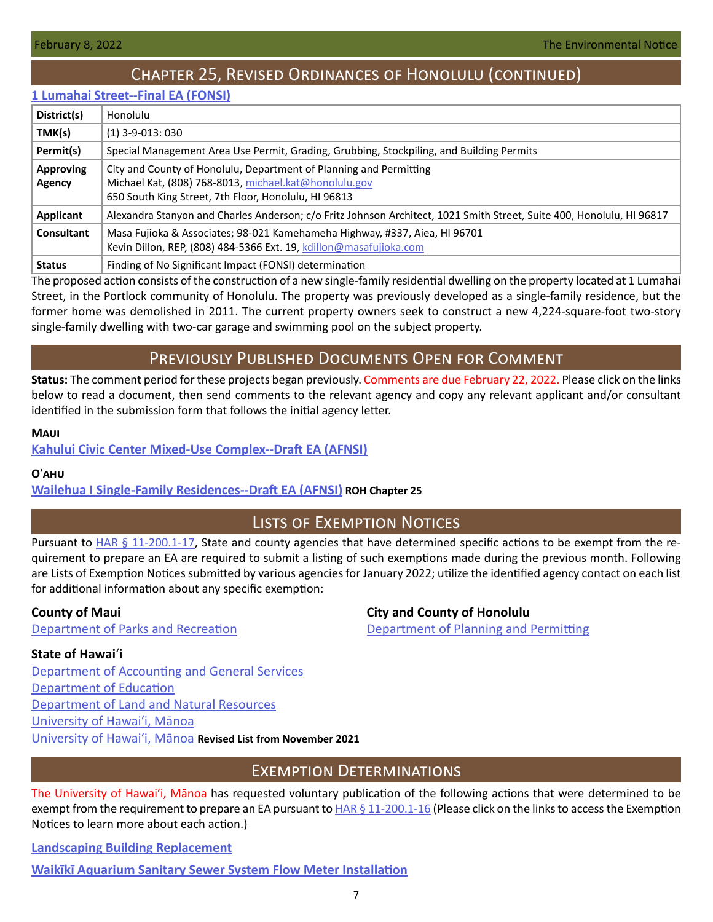## Chapter 25, Revised Ordinances of Honolulu (continued)

### 1 Lumahai Street--Final EA (FONSI)

| | |
|---|---|
| **District(s)** | Honolulu |
| **TMK(s)** | (1) 3-9-013: 030 |
| **Permit(s)** | Special Management Area Use Permit, Grading, Grubbing, Stockpiling, and Building Permits |
| **Approving Agency** | City and County of Honolulu, Department of Planning and Permitting<br>Michael Kat, (808) 768-8013, michael.kat@honolulu.gov<br>650 South King Street, 7th Floor, Honolulu, HI 96813 |
| **Applicant** | Alexandra Stanyon and Charles Anderson; c/o Fritz Johnson Architect, 1021 Smith Street, Suite 400, Honolulu, HI 96817 |
| **Consultant** | Masa Fujioka & Associates; 98-021 Kamehameha Highway, #337, Aiea, HI 96701<br>Kevin Dillon, REP, (808) 484-5366 Ext. 19, kdillon@masafujioka.com |
| **Status** | Finding of No Significant Impact (FONSI) determination |

The proposed action consists of the construction of a new single-family residential dwelling on the property located at 1 Lumahai Street, in the Portlock community of Honolulu. The property was previously developed as a single-family residence, but the former home was demolished in 2011. The current property owners seek to construct a new 4,224-square-foot two-story single-family dwelling with two-car garage and swimming pool on the subject property.

## Previously Published Documents Open for Comment

**Status:** The comment period for these projects began previously. Comments are due February 22, 2022. Please click on the links below to read a document, then send comments to the relevant agency and copy any relevant applicant and/or consultant identified in the submission form that follows the initial agency letter.

**Maui**

**Kahului Civic Center Mixed-Use Complex--Draft EA (AFNSI)**

**O'ahu**

**Wailehua I Single-Family Residences--Draft EA (AFNSI)** **ROH Chapter 25**

## Lists of Exemption Notices

Pursuant to HAR § 11-200.1-17, State and county agencies that have determined specific actions to be exempt from the requirement to prepare an EA are required to submit a listing of such exemptions made during the previous month. Following are Lists of Exemption Notices submitted by various agencies for January 2022; utilize the identified agency contact on each list for additional information about any specific exemption:

**County of Maui**

Department of Parks and Recreation

**City and County of Honolulu**

Department of Planning and Permitting

**State of Hawaiʻi**

Department of Accounting and General Services

Department of Education

Department of Land and Natural Resources

University of Hawaiʻi, Mānoa

University of Hawaiʻi, Mānoa **Revised List from November 2021**

## Exemption Determinations

The University of Hawaiʻi, Mānoa has requested voluntary publication of the following actions that were determined to be exempt from the requirement to prepare an EA pursuant to HAR § 11-200.1-16 (Please click on the links to access the Exemption Notices to learn more about each action.)

**Landscaping Building Replacement**

**Waikīkī Aquarium Sanitary Sewer System Flow Meter Installation**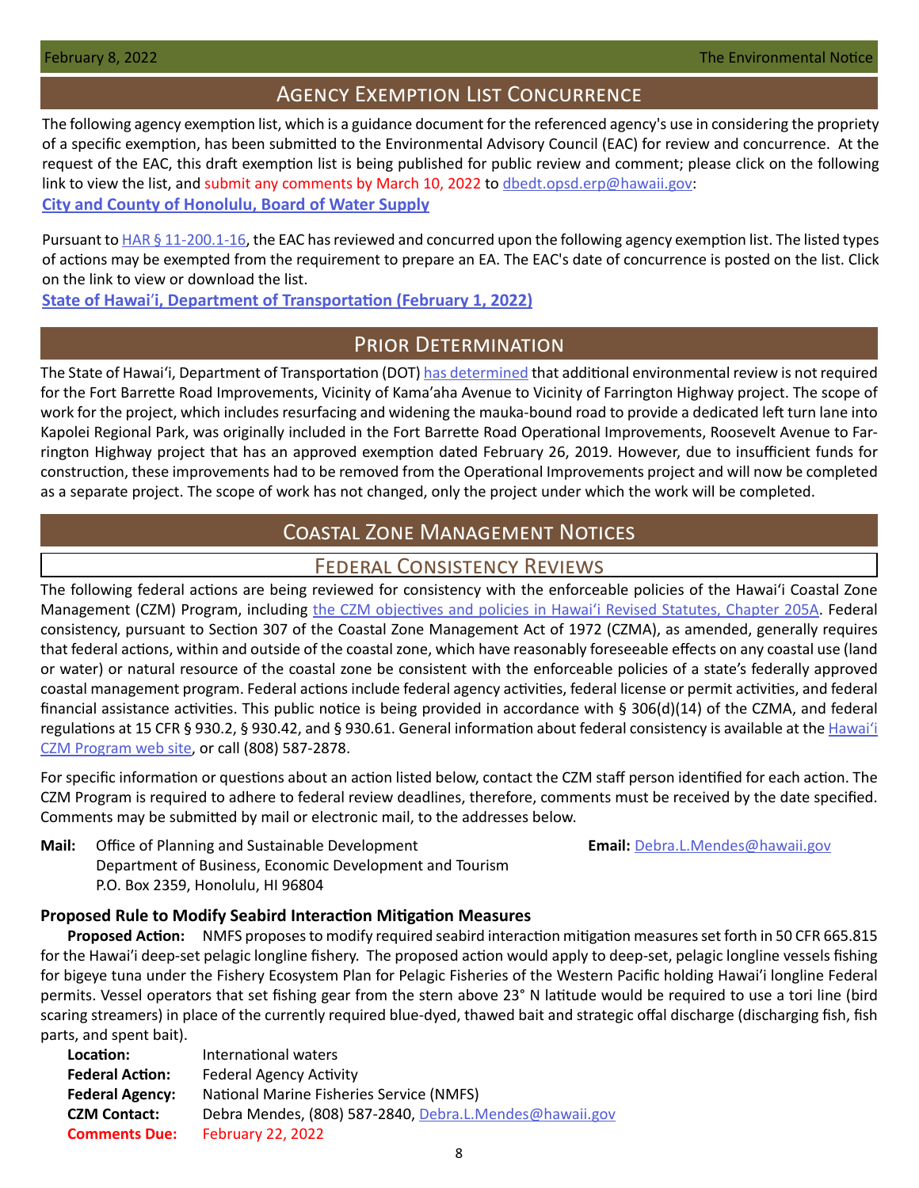## Agency Exemption List Concurrence

The following agency exemption list, which is a guidance document for the referenced agency's use in considering the propriety of a specific exemption, has been submitted to the Environmental Advisory Council (EAC) for review and concurrence. At the request of the EAC, this draft exemption list is being published for public review and comment; please click on the following link to view the list, and submit any comments by March 10, 2022 to dbedt.opsd.erp@hawaii.gov:

**City and County of Honolulu, Board of Water Supply**

Pursuant to HAR § 11-200.1-16, the EAC has reviewed and concurred upon the following agency exemption list. The listed types of actions may be exempted from the requirement to prepare an EA. The EAC's date of concurrence is posted on the list. Click on the link to view or download the list.

**State of Hawai'i, Department of Transportation (February 1, 2022)**

## Prior Determination

The State of Hawai'i, Department of Transportation (DOT) has determined that additional environmental review is not required for the Fort Barrette Road Improvements, Vicinity of Kama'aha Avenue to Vicinity of Farrington Highway project. The scope of work for the project, which includes resurfacing and widening the mauka-bound road to provide a dedicated left turn lane into Kapolei Regional Park, was originally included in the Fort Barrette Road Operational Improvements, Roosevelt Avenue to Farrington Highway project that has an approved exemption dated February 26, 2019. However, due to insufficient funds for construction, these improvements had to be removed from the Operational Improvements project and will now be completed as a separate project. The scope of work has not changed, only the project under which the work will be completed.

## Coastal Zone Management Notices

### Federal Consistency Reviews

The following federal actions are being reviewed for consistency with the enforceable policies of the Hawai'i Coastal Zone Management (CZM) Program, including the CZM objectives and policies in Hawai'i Revised Statutes, Chapter 205A. Federal consistency, pursuant to Section 307 of the Coastal Zone Management Act of 1972 (CZMA), as amended, generally requires that federal actions, within and outside of the coastal zone, which have reasonably foreseeable effects on any coastal use (land or water) or natural resource of the coastal zone be consistent with the enforceable policies of a state's federally approved coastal management program. Federal actions include federal agency activities, federal license or permit activities, and federal financial assistance activities. This public notice is being provided in accordance with § 306(d)(14) of the CZMA, and federal regulations at 15 CFR § 930.2, § 930.42, and § 930.61. General information about federal consistency is available at the Hawai'i CZM Program web site, or call (808) 587-2878.

For specific information or questions about an action listed below, contact the CZM staff person identified for each action. The CZM Program is required to adhere to federal review deadlines, therefore, comments must be received by the date specified. Comments may be submitted by mail or electronic mail, to the addresses below.

**Mail:** Office of Planning and Sustainable Development
Department of Business, Economic Development and Tourism
P.O. Box 2359, Honolulu, HI 96804

**Email:** Debra.L.Mendes@hawaii.gov

#### Proposed Rule to Modify Seabird Interaction Mitigation Measures

**Proposed Action:** NMFS proposes to modify required seabird interaction mitigation measures set forth in 50 CFR 665.815 for the Hawai'i deep-set pelagic longline fishery. The proposed action would apply to deep-set, pelagic longline vessels fishing for bigeye tuna under the Fishery Ecosystem Plan for Pelagic Fisheries of the Western Pacific holding Hawai'i longline Federal permits. Vessel operators that set fishing gear from the stern above 23° N latitude would be required to use a tori line (bird scaring streamers) in place of the currently required blue-dyed, thawed bait and strategic offal discharge (discharging fish, fish parts, and spent bait).

**Location:** International waters
**Federal Action:** Federal Agency Activity
**Federal Agency:** National Marine Fisheries Service (NMFS)
**CZM Contact:** Debra Mendes, (808) 587-2840, Debra.L.Mendes@hawaii.gov
**Comments Due:** February 22, 2022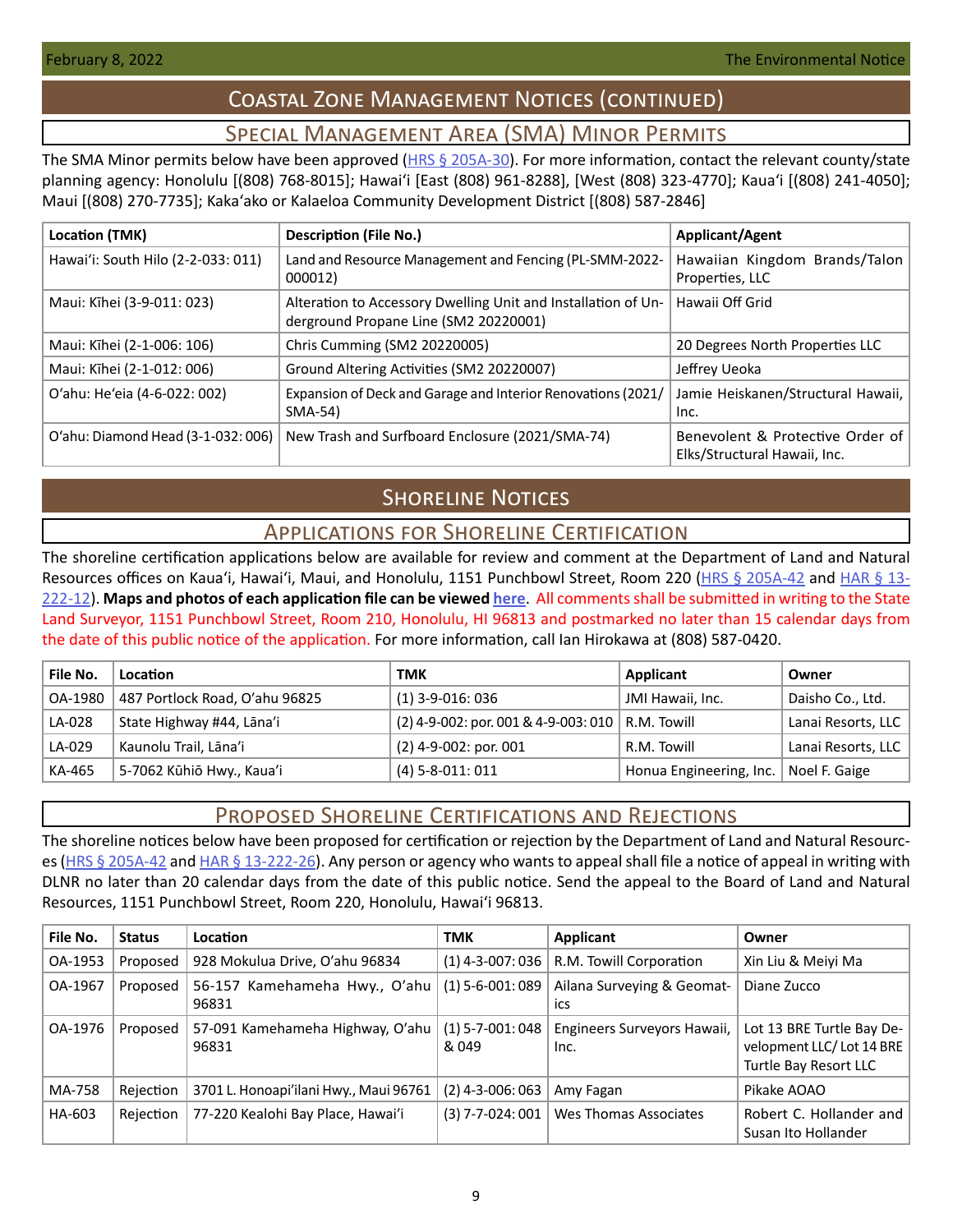# Coastal Zone Management Notices (continued)

## Special Management Area (SMA) Minor Permits

The SMA Minor permits below have been approved (HRS § 205A-30). For more information, contact the relevant county/state planning agency: Honolulu [(808) 768-8015]; Hawaiʻi [East (808) 961-8288], [West (808) 323-4770]; Kauaʻi [(808) 241-4050]; Maui [(808) 270-7735]; Kakaʻako or Kalaeloa Community Development District [(808) 587-2846]

| Location (TMK) | Description (File No.) | Applicant/Agent |
|---|---|---|
| Hawaiʻi: South Hilo (2-2-033: 011) | Land and Resource Management and Fencing (PL-SMM-2022-000012) | Hawaiian Kingdom Brands/Talon Properties, LLC |
| Maui: Kīhei (3-9-011: 023) | Alteration to Accessory Dwelling Unit and Installation of Underground Propane Line (SM2 20220001) | Hawaii Off Grid |
| Maui: Kīhei (2-1-006: 106) | Chris Cumming (SM2 20220005) | 20 Degrees North Properties LLC |
| Maui: Kīhei (2-1-012: 006) | Ground Altering Activities (SM2 20220007) | Jeffrey Ueoka |
| Oʻahu: Heʻeia (4-6-022: 002) | Expansion of Deck and Garage and Interior Renovations (2021/SMA-54) | Jamie Heiskanen/Structural Hawaii, Inc. |
| Oʻahu: Diamond Head (3-1-032: 006) | New Trash and Surfboard Enclosure (2021/SMA-74) | Benevolent & Protective Order of Elks/Structural Hawaii, Inc. |

# Shoreline Notices

## Applications for Shoreline Certification

The shoreline certification applications below are available for review and comment at the Department of Land and Natural Resources offices on Kauaʻi, Hawaiʻi, Maui, and Honolulu, 1151 Punchbowl Street, Room 220 (HRS § 205A-42 and HAR § 13-222-12). **Maps and photos of each application file can be viewed here**. All comments shall be submitted in writing to the State Land Surveyor, 1151 Punchbowl Street, Room 210, Honolulu, HI 96813 and postmarked no later than 15 calendar days from the date of this public notice of the application. For more information, call Ian Hirokawa at (808) 587-0420.

| File No. | Location | TMK | Applicant | Owner |
|---|---|---|---|---|
| OA-1980 | 487 Portlock Road, Oʻahu 96825 | (1) 3-9-016: 036 | JMI Hawaii, Inc. | Daisho Co., Ltd. |
| LA-028 | State Highway #44, Lānaʻi | (2) 4-9-002: por. 001 & 4-9-003: 010 | R.M. Towill | Lanai Resorts, LLC |
| LA-029 | Kaunolu Trail, Lānaʻi | (2) 4-9-002: por. 001 | R.M. Towill | Lanai Resorts, LLC |
| KA-465 | 5-7062 Kūhiō Hwy., Kauaʻi | (4) 5-8-011: 011 | Honua Engineering, Inc. | Noel F. Gaige |

## Proposed Shoreline Certifications and Rejections

The shoreline notices below have been proposed for certification or rejection by the Department of Land and Natural Resources (HRS § 205A-42 and HAR § 13-222-26). Any person or agency who wants to appeal shall file a notice of appeal in writing with DLNR no later than 20 calendar days from the date of this public notice. Send the appeal to the Board of Land and Natural Resources, 1151 Punchbowl Street, Room 220, Honolulu, Hawaiʻi 96813.

| File No. | Status | Location | TMK | Applicant | Owner |
|---|---|---|---|---|---|
| OA-1953 | Proposed | 928 Mokulua Drive, Oʻahu 96834 | (1) 4-3-007: 036 | R.M. Towill Corporation | Xin Liu & Meiyi Ma |
| OA-1967 | Proposed | 56-157 Kamehameha Hwy., Oʻahu 96831 | (1) 5-6-001: 089 | Ailana Surveying & Geomatics | Diane Zucco |
| OA-1976 | Proposed | 57-091 Kamehameha Highway, Oʻahu 96831 | (1) 5-7-001: 048 & 049 | Engineers Surveyors Hawaii, Inc. | Lot 13 BRE Turtle Bay Development LLC/ Lot 14 BRE Turtle Bay Resort LLC |
| MA-758 | Rejection | 3701 L. Honoapiʻilani Hwy., Maui 96761 | (2) 4-3-006: 063 | Amy Fagan | Pikake AOAO |
| HA-603 | Rejection | 77-220 Kealohi Bay Place, Hawaiʻi | (3) 7-7-024: 001 | Wes Thomas Associates | Robert C. Hollander and Susan Ito Hollander |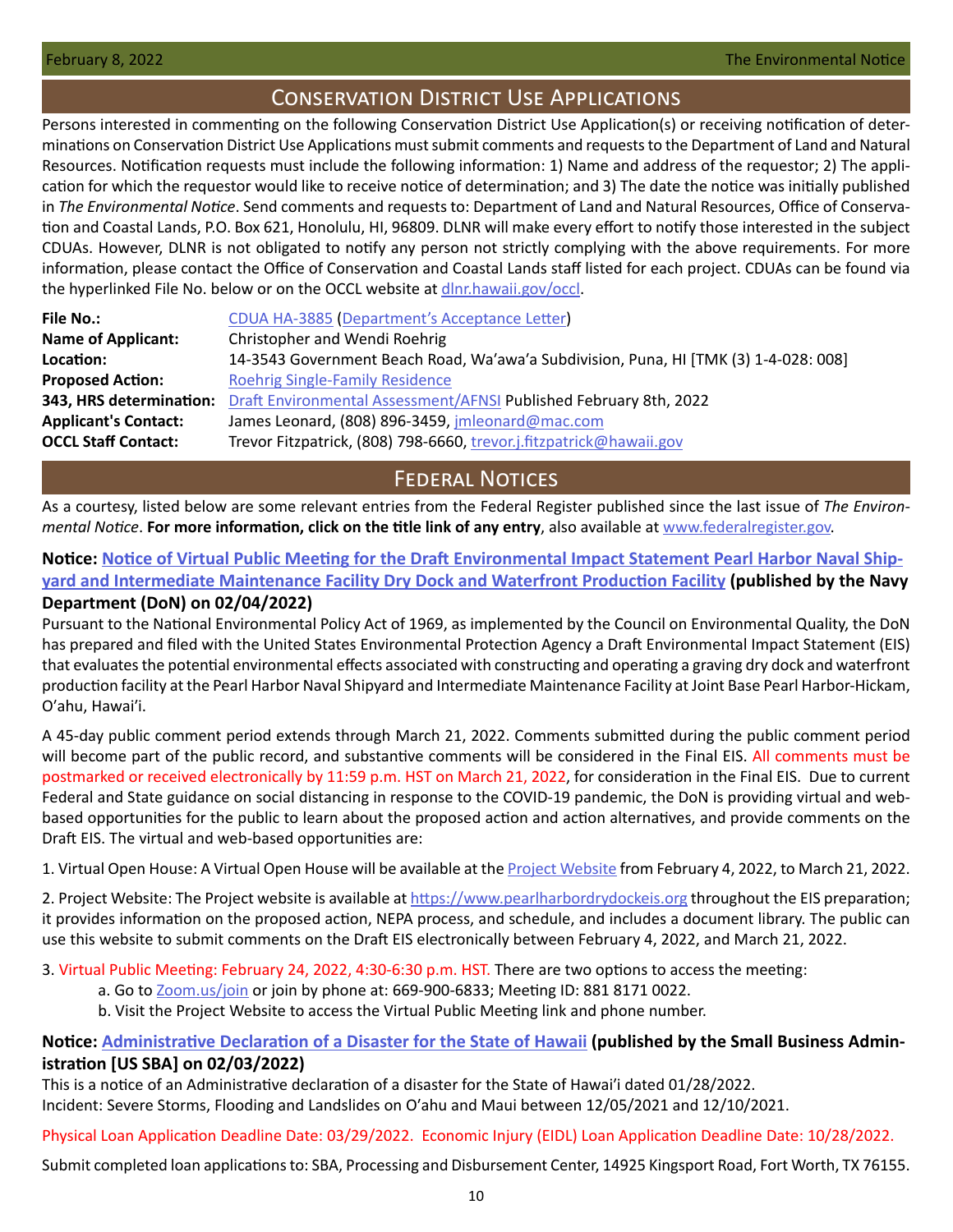## Conservation District Use Applications

Persons interested in commenting on the following Conservation District Use Application(s) or receiving notification of determinations on Conservation District Use Applications must submit comments and requests to the Department of Land and Natural Resources. Notification requests must include the following information: 1) Name and address of the requestor; 2) The application for which the requestor would like to receive notice of determination; and 3) The date the notice was initially published in *The Environmental Notice*. Send comments and requests to: Department of Land and Natural Resources, Office of Conservation and Coastal Lands, P.O. Box 621, Honolulu, HI, 96809. DLNR will make every effort to notify those interested in the subject CDUAs. However, DLNR is not obligated to notify any person not strictly complying with the above requirements. For more information, please contact the Office of Conservation and Coastal Lands staff listed for each project. CDUAs can be found via the hyperlinked File No. below or on the OCCL website at dlnr.hawaii.gov/occl.

| | |
|---|---|
| **File No.:** | CDUA HA-3885 (Department's Acceptance Letter) |
| **Name of Applicant:** | Christopher and Wendi Roehrig |
| **Location:** | 14-3543 Government Beach Road, Wa'awa'a Subdivision, Puna, HI [TMK (3) 1-4-028: 008] |
| **Proposed Action:** | Roehrig Single-Family Residence |
| **343, HRS determination:** | Draft Environmental Assessment/AFNSI Published February 8th, 2022 |
| **Applicant's Contact:** | James Leonard, (808) 896-3459, jmleonard@mac.com |
| **OCCL Staff Contact:** | Trevor Fitzpatrick, (808) 798-6660, trevor.j.fitzpatrick@hawaii.gov |

## Federal Notices

As a courtesy, listed below are some relevant entries from the Federal Register published since the last issue of *The Environmental Notice*. **For more information, click on the title link of any entry**, also available at www.federalregister.gov.

**Notice: Notice of Virtual Public Meeting for the Draft Environmental Impact Statement Pearl Harbor Naval Shipyard and Intermediate Maintenance Facility Dry Dock and Waterfront Production Facility (published by the Navy Department (DoN) on 02/04/2022)**

Pursuant to the National Environmental Policy Act of 1969, as implemented by the Council on Environmental Quality, the DoN has prepared and filed with the United States Environmental Protection Agency a Draft Environmental Impact Statement (EIS) that evaluates the potential environmental effects associated with constructing and operating a graving dry dock and waterfront production facility at the Pearl Harbor Naval Shipyard and Intermediate Maintenance Facility at Joint Base Pearl Harbor-Hickam, O'ahu, Hawai'i.

A 45-day public comment period extends through March 21, 2022. Comments submitted during the public comment period will become part of the public record, and substantive comments will be considered in the Final EIS. All comments must be postmarked or received electronically by 11:59 p.m. HST on March 21, 2022, for consideration in the Final EIS. Due to current Federal and State guidance on social distancing in response to the COVID-19 pandemic, the DoN is providing virtual and web-based opportunities for the public to learn about the proposed action and action alternatives, and provide comments on the Draft EIS. The virtual and web-based opportunities are:

1. Virtual Open House: A Virtual Open House will be available at the Project Website from February 4, 2022, to March 21, 2022.

2. Project Website: The Project website is available at https://www.pearlharbordrydockeis.org throughout the EIS preparation; it provides information on the proposed action, NEPA process, and schedule, and includes a document library. The public can use this website to submit comments on the Draft EIS electronically between February 4, 2022, and March 21, 2022.

3. Virtual Public Meeting: February 24, 2022, 4:30-6:30 p.m. HST. There are two options to access the meeting:
   a. Go to Zoom.us/join or join by phone at: 669-900-6833; Meeting ID: 881 8171 0022.
   b. Visit the Project Website to access the Virtual Public Meeting link and phone number.

**Notice: Administrative Declaration of a Disaster for the State of Hawaii (published by the Small Business Administration [US SBA] on 02/03/2022)**

This is a notice of an Administrative declaration of a disaster for the State of Hawai'i dated 01/28/2022.
Incident: Severe Storms, Flooding and Landslides on O'ahu and Maui between 12/05/2021 and 12/10/2021.

Physical Loan Application Deadline Date: 03/29/2022. Economic Injury (EIDL) Loan Application Deadline Date: 10/28/2022.

Submit completed loan applications to: SBA, Processing and Disbursement Center, 14925 Kingsport Road, Fort Worth, TX 76155.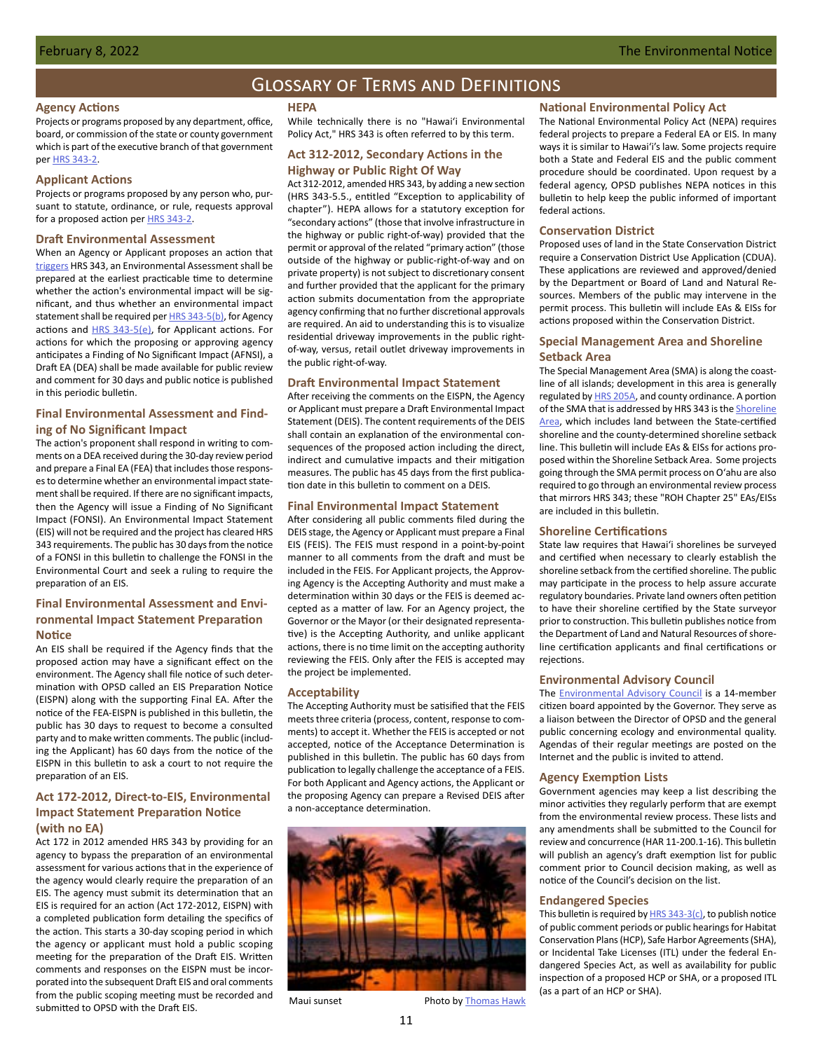# Glossary of Terms and Definitions

### Agency Actions

Projects or programs proposed by any department, office, board, or commission of the state or county government which is part of the executive branch of that government per HRS 343-2.

### Applicant Actions

Projects or programs proposed by any person who, pursuant to statute, ordinance, or rule, requests approval for a proposed action per HRS 343-2.

### Draft Environmental Assessment

When an Agency or Applicant proposes an action that triggers HRS 343, an Environmental Assessment shall be prepared at the earliest practicable time to determine whether the action's environmental impact will be significant, and thus whether an environmental impact statement shall be required per HRS 343-5(b), for Agency actions and HRS 343-5(e), for Applicant actions. For actions for which the proposing or approving agency anticipates a Finding of No Significant Impact (AFNSI), a Draft EA (DEA) shall be made available for public review and comment for 30 days and public notice is published in this periodic bulletin.

### Final Environmental Assessment and Finding of No Significant Impact

The action's proponent shall respond in writing to comments on a DEA received during the 30-day review period and prepare a Final EA (FEA) that includes those responses to determine whether an environmental impact statement shall be required. If there are no significant impacts, then the Agency will issue a Finding of No Significant Impact (FONSI). An Environmental Impact Statement (EIS) will not be required and the project has cleared HRS 343 requirements. The public has 30 days from the notice of a FONSI in this bulletin to challenge the FONSI in the Environmental Court and seek a ruling to require the preparation of an EIS.

### Final Environmental Assessment and Environmental Impact Statement Preparation Notice

An EIS shall be required if the Agency finds that the proposed action may have a significant effect on the environment. The Agency shall file notice of such determination with OPSD called an EIS Preparation Notice (EISPN) along with the supporting Final EA. After the notice of the FEA-EISPN is published in this bulletin, the public has 30 days to request to become a consulted party and to make written comments. The public (including the Applicant) has 60 days from the notice of the EISPN in this bulletin to ask a court to not require the preparation of an EIS.

### Act 172-2012, Direct-to-EIS, Environmental Impact Statement Preparation Notice (with no EA)

Act 172 in 2012 amended HRS 343 by providing for an agency to bypass the preparation of an environmental assessment for various actions that in the experience of the agency would clearly require the preparation of an EIS. The agency must submit its determination that an EIS is required for an action (Act 172-2012, EISPN) with a completed publication form detailing the specifics of the action. This starts a 30-day scoping period in which the agency or applicant must hold a public scoping meeting for the preparation of the Draft EIS. Written comments and responses on the EISPN must be incorporated into the subsequent Draft EIS and oral comments from the public scoping meeting must be recorded and submitted to OPSD with the Draft EIS.

### HEPA

While technically there is no "Hawai'i Environmental Policy Act," HRS 343 is often referred to by this term.

### Act 312-2012, Secondary Actions in the Highway or Public Right Of Way

Act 312-2012, amended HRS 343, by adding a new section (HRS 343-5.5., entitled "Exception to applicability of chapter"). HEPA allows for a statutory exception for "secondary actions" (those that involve infrastructure in the highway or public right-of-way) provided that the permit or approval of the related "primary action" (those outside of the highway or public-right-of-way and on private property) is not subject to discretionary consent and further provided that the applicant for the primary action submits documentation from the appropriate agency confirming that no further discretional approvals are required. An aid to understanding this is to visualize residential driveway improvements in the public right-of-way, versus, retail outlet driveway improvements in the public right-of-way.

### Draft Environmental Impact Statement

After receiving the comments on the EISPN, the Agency or Applicant must prepare a Draft Environmental Impact Statement (DEIS). The content requirements of the DEIS shall contain an explanation of the environmental consequences of the proposed action including the direct, indirect and cumulative impacts and their mitigation measures. The public has 45 days from the first publication date in this bulletin to comment on a DEIS.

### Final Environmental Impact Statement

After considering all public comments filed during the DEIS stage, the Agency or Applicant must prepare a Final EIS (FEIS). The FEIS must respond in a point-by-point manner to all comments from the draft and must be included in the FEIS. For Applicant projects, the Approving Agency is the Accepting Authority and must make a determination within 30 days or the FEIS is deemed accepted as a matter of law. For an Agency project, the Governor or the Mayor (or their designated representative) is the Accepting Authority, and unlike applicant actions, there is no time limit on the accepting authority reviewing the FEIS. Only after the FEIS is accepted may the project be implemented.

### Acceptability

The Accepting Authority must be satisified that the FEIS meets three criteria (process, content, response to comments) to accept it. Whether the FEIS is accepted or not accepted, notice of the Acceptance Determination is published in this bulletin. The public has 60 days from publication to legally challenge the acceptance of a FEIS. For both Applicant and Agency actions, the Applicant or the proposing Agency can prepare a Revised DEIS after a non-acceptance determination.

Maui sunset Photo by Thomas Hawk

### National Environmental Policy Act

The National Environmental Policy Act (NEPA) requires federal projects to prepare a Federal EA or EIS. In many ways it is similar to Hawai'i's law. Some projects require both a State and Federal EIS and the public comment procedure should be coordinated. Upon request by a federal agency, OPSD publishes NEPA notices in this bulletin to help keep the public informed of important federal actions.

### Conservation District

Proposed uses of land in the State Conservation District require a Conservation District Use Application (CDUA). These applications are reviewed and approved/denied by the Department or Board of Land and Natural Resources. Members of the public may intervene in the permit process. This bulletin will include EAs & EISs for actions proposed within the Conservation District.

### Special Management Area and Shoreline Setback Area

The Special Management Area (SMA) is along the coastline of all islands; development in this area is generally regulated by HRS 205A, and county ordinance. A portion of the SMA that is addressed by HRS 343 is the Shoreline Area, which includes land between the State-certified shoreline and the county-determined shoreline setback line. This bulletin will include EAs & EISs for actions proposed within the Shoreline Setback Area. Some projects going through the SMA permit process on O'ahu are also required to go through an environmental review process that mirrors HRS 343; these "ROH Chapter 25" EAs/EISs are included in this bulletin.

### Shoreline Certifications

State law requires that Hawai'i shorelines be surveyed and certified when necessary to clearly establish the shoreline setback from the certified shoreline. The public may participate in the process to help assure accurate regulatory boundaries. Private land owners often petition to have their shoreline certified by the State surveyor prior to construction. This bulletin publishes notice from the Department of Land and Natural Resources of shoreline certification applicants and final certifications or rejections.

### Environmental Advisory Council

The Environmental Advisory Council is a 14-member citizen board appointed by the Governor. They serve as a liaison between the Director of OPSD and the general public concerning ecology and environmental quality. Agendas of their regular meetings are posted on the Internet and the public is invited to attend.

### Agency Exemption Lists

Government agencies may keep a list describing the minor activities they regularly perform that are exempt from the environmental review process. These lists and any amendments shall be submitted to the Council for review and concurrence (HAR 11-200.1-16). This bulletin will publish an agency's draft exemption list for public comment prior to Council decision making, as well as notice of the Council's decision on the list.

### Endangered Species

This bulletin is required by HRS 343-3(c), to publish notice of public comment periods or public hearings for Habitat Conservation Plans (HCP), Safe Harbor Agreements (SHA), or Incidental Take Licenses (ITL) under the federal Endangered Species Act, as well as availability for public inspection of a proposed HCP or SHA, or a proposed ITL (as a part of an HCP or SHA).